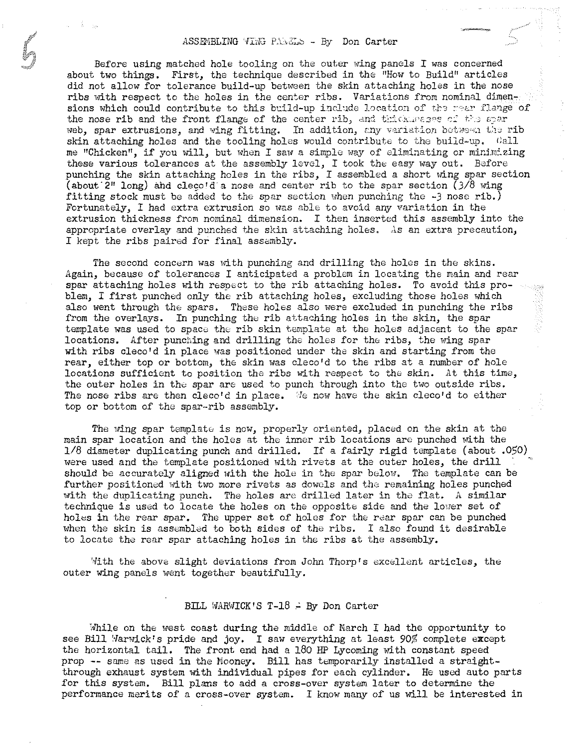## ASSEMBLING WING PANELS - By Don Carter

Before using matched hole tooling on the outer wing panels I was concerned about two things. First, the technique described in the "How to Build" articles did not allow for tolerance build-up between the skin attaching holes in the nose ribs with respect to the holes in the center ribs. Variations from nominal dimensions which could contribute to this build-up include location of the rear flange of the nose rib and the front flange of the center rib, and thicknesses of the spar web, spar extrusions, and wing fitting. In addition, any variation between the rib skin attaching holes and the tooling holes would contribute to the build-up. Call me "Chicken", if you will, but when I saw a simple way of eliminating or minimizing these various tolerances at the assembly level, I took the easy way out. Before punching the skin attaching holes in the ribs, I assembled a short wing spar section (about 2" long) and cleco'd a nose and center rib to the spar section (3/8 wing fitting stock must be added to the spar section when punching the -3 nose rib.) Fortunately, I had extra extrusion so was able to avoid any variation in the extrusion thickness from nominal dimension. I then inserted this assembly into the appropriate overlay and punched the skin attaching holes. As an extra precaution, I kept the ribs paired for final assembly.

The second concern was with punching and drilling the holes in the skins. Again, because of tolerances I anticipated a problem in locating the main and rear spar attaching holes with respect to the rib attaching holes. To avoid this problem, I first punched only the rib attaching holes, excluding those holes which also went through the spars. These holes also were excluded in punching the ribs from the overlays. In punching the rib attaching holes in the skin, the spar template was used to space the rib skin template at the holes adjacent to the spar locations. After punching and drilling the holes for the ribs, the wing spar with ribs cleco'd in place was positioned under the skin and starting from the rear, either top or bottom, the skin was cleco'd to the ribs at a number of hole locations sufficient to position the ribs with respect to the skin. At this time, the outer holes in the spar are used to punch through into the two outside ribs. The nose ribs are then cleco'd in place. We now have the skin cleco'd to either top or bottom of the spar-rib assembly.

The wing spar template is now, properly oriented, placed on the skin at the main spar location and the holes at the inner rib locations are punched with the 1/8 diameter duplicating punch and drilled. If a fairly rigid template (about .050) were used and the template positioned with rivets at the outer holes, the drill should be accurately aligned with the hole in the spar below. The template can be further positioned with two more rivets as dowels and the remaining holes punched with the duplicating punch. The holes are drilled later in the flat. A similar technique is used to locate the holes on the opposite side and the lower set of holes in the rear spar. The upper set of holes for the rear spar can be punched when the skin is assembled to both sides of the ribs. I also found it desirable to locate the rear spar attaching holes in the ribs at the assembly.

With the above slight deviations from John Thorp's excellent articles, the outer wing panels went together beautifully.

## BILL WARWICK'S T-18 - By Don Carter

While on the west coast during the middle of March I had the opportunity to see Bill Warwick's pride and joy. I saw everything at least 90% complete except the horizontal tail. The front end had a 180 HP Lycoming with constant speed prop -- same as used in the Mooney. Bill has temporarily installed a straight-through exhaust system with individual pipes for each cylinder. He used auto parts for this system. Bill plans to add a cross-over system later to determine the performance merits of a cross-over system. I know many of us will be interested in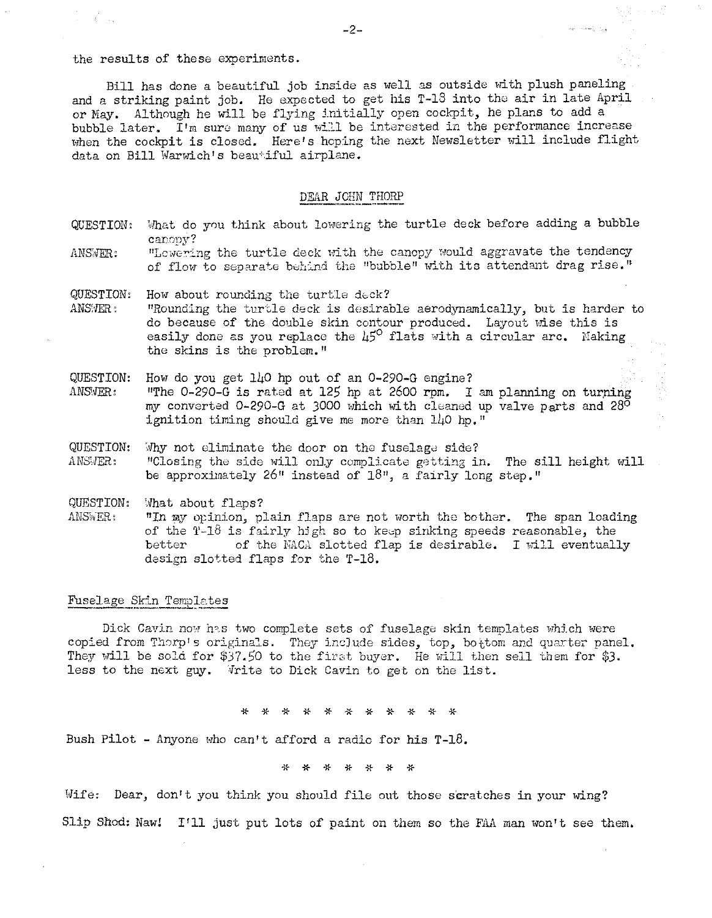the results of these experiments.

Bill has done a beautiful job inside as well as outside with plush paneling and a striking paint job. He expected to get his T-18 into the air in late April or May. Although he will be flying initially open cockpit, he plans to add a bubble later. I'm sure many of us will be interested in the performance increase when the cockpit is closed. Here's hoping the next Newsletter will include flight data on Bill Warwich's beautiful airplane.

## DEAR JOHN THORP

QUESTION: What do you think about lowering the turtle deck before adding a bubble canopy?

ANSWER: "Lowering the turtle deck with the canopy would aggravate the tendency of flow to separate behind the "bubble" with its attendant drag rise."

QUESTION: How about rounding the turtle deck?

ANSWER: "Rounding the turtle deck is desirable aerodynamically, but is harder to do because of the double skin contour produced. Layout wise this is easily done as you replace the 45° flats with a circular arc. Making the skins is the problem."

QUESTION: How do you get 140 hp out of an O-290-G engine?

ANSWER: "The O-290-G is rated at 125 hp at 2600 rpm. I am planning on turning my converted O-290-G at 3000 which with cleaned up valve parts and 28° ignition timing should give me more than 140 hp."

QUESTION: Why not eliminate the door on the fuselage side?

ANSWER: "Closing the side will only complicate getting in. The sill height will be approximately 26" instead of 18", a fairly long step."

QUESTION: What about flaps?

ANSWER: "In my opinion, plain flaps are not worth the bother. The span loading of the T-18 is fairly high so to keep sinking speeds reasonable, the better of the NACA slotted flap is desirable. I will eventually design slotted flaps for the T-18.

### Fuselage Skin Templates

Dick Cavin now has two complete sets of fuselage skin templates which were copied from Thorp's originals. They include sides, top, bottom and quarter panel. They will be sold for $37.50 to the first buyer. He will then sell them for $3. less to the next guy. Write to Dick Cavin to get on the list.

* * * * * * * * * * *

Bush Pilot - Anyone who can't afford a radio for his T-18.

* * * * * * *

Wife: Dear, don't you think you should file out those scratches in your wing?

Slip Shod: Naw! I'll just put lots of paint on them so the FAA man won't see them.